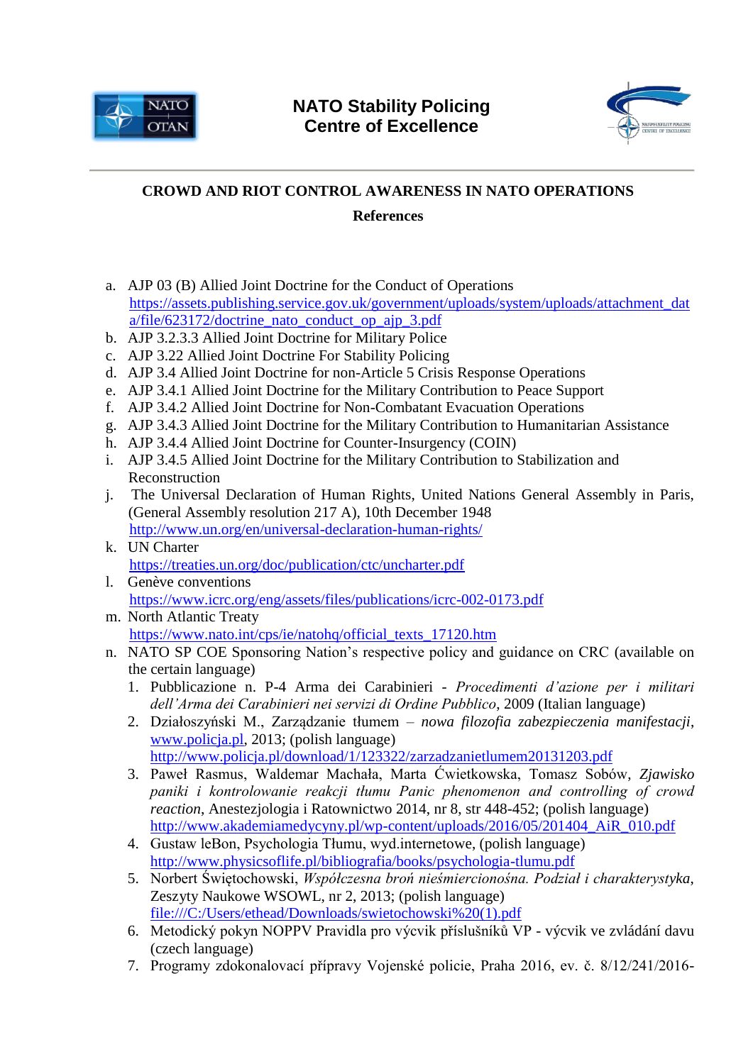**NATO Stability Policing**
**Centre of Excellence**

## CROWD AND RIOT CONTROL AWARENESS IN NATO OPERATIONS

### References

a. AJP 03 (B) Allied Joint Doctrine for the Conduct of Operations
https://assets.publishing.service.gov.uk/government/uploads/system/uploads/attachment_data/file/623172/doctrine_nato_conduct_op_ajp_3.pdf
b. AJP 3.2.3.3 Allied Joint Doctrine for Military Police
c. AJP 3.22 Allied Joint Doctrine For Stability Policing
d. AJP 3.4 Allied Joint Doctrine for non-Article 5 Crisis Response Operations
e. AJP 3.4.1 Allied Joint Doctrine for the Military Contribution to Peace Support
f. AJP 3.4.2 Allied Joint Doctrine for Non-Combatant Evacuation Operations
g. AJP 3.4.3 Allied Joint Doctrine for the Military Contribution to Humanitarian Assistance
h. AJP 3.4.4 Allied Joint Doctrine for Counter-Insurgency (COIN)
i. AJP 3.4.5 Allied Joint Doctrine for the Military Contribution to Stabilization and Reconstruction
j. The Universal Declaration of Human Rights, United Nations General Assembly in Paris, (General Assembly resolution 217 A), 10th December 1948
http://www.un.org/en/universal-declaration-human-rights/
k. UN Charter
https://treaties.un.org/doc/publication/ctc/uncharter.pdf
l. Genève conventions
https://www.icrc.org/eng/assets/files/publications/icrc-002-0173.pdf
m. North Atlantic Treaty
https://www.nato.int/cps/ie/natohq/official_texts_17120.htm
n. NATO SP COE Sponsoring Nation's respective policy and guidance on CRC (available on the certain language)
   1. Pubblicazione n. P-4 Arma dei Carabinieri - *Procedimenti d'azione per i militari dell'Arma dei Carabinieri nei servizi di Ordine Pubblico*, 2009 (Italian language)
   2. Działoszyński M., Zarządzanie tłumem – *nowa filozofia zabezpieczenia manifestacji*, www.policja.pl, 2013; (polish language)
   http://www.policja.pl/download/1/123322/zarzadzanietlumem20131203.pdf
   3. Paweł Rasmus, Waldemar Machała, Marta Ćwietkowska, Tomasz Sobów, *Zjawisko paniki i kontrolowanie reakcji tłumu Panic phenomenon and controlling of crowd reaction*, Anestezjologia i Ratownictwo 2014, nr 8, str 448-452; (polish language)
   http://www.akademiamedycyny.pl/wp-content/uploads/2016/05/201404_AiR_010.pdf
   4. Gustaw leBon, Psychologia Tłumu, wyd.internetowe, (polish language)
   http://www.physicsoflife.pl/bibliografia/books/psychologia-tlumu.pdf
   5. Norbert Świętochowski, *Współczesna broń nieśmiercionośna. Podział i charakterystyka*, Zeszyty Naukowe WSOWL, nr 2, 2013; (polish language)
   file:///C:/Users/ethead/Downloads/swietochowski%20(1).pdf
   6. Metodický pokyn NOPPV Pravidla pro výcvik příslušníků VP - výcvik ve zvládání davu (czech language)
   7. Programy zdokonalovací přípravy Vojenské policie, Praha 2016, ev. č. 8/12/241/2016-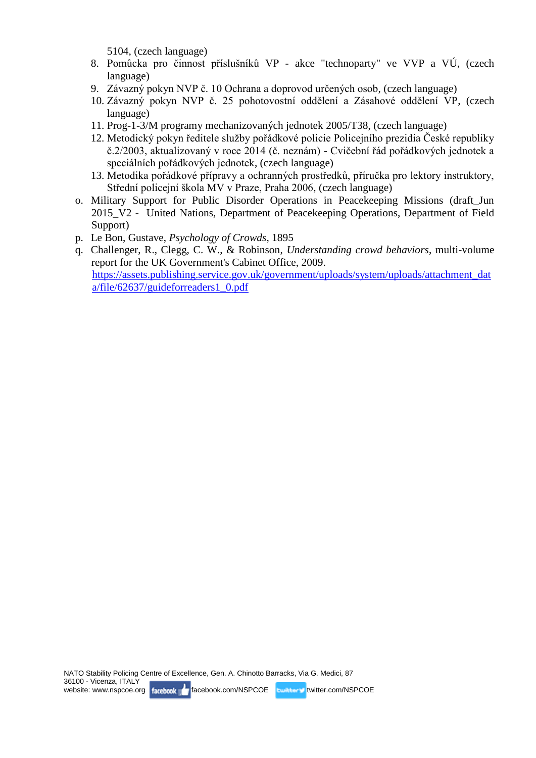5104, (czech language)

8. Pomůcka pro činnost příslušníků VP - akce "technoparty" ve VVP a VÚ, (czech language)
9. Závazný pokyn NVP č. 10 Ochrana a doprovod určených osob, (czech language)
10. Závazný pokyn NVP č. 25 pohotovostní oddělení a Zásahové oddělení VP, (czech language)
11. Prog-1-3/M programy mechanizovaných jednotek 2005/T38, (czech language)
12. Metodický pokyn ředitele služby pořádkové policie Policejního prezidia České republiky č.2/2003, aktualizovaný v roce 2014 (č. neznám) - Cvičební řád pořádkových jednotek a speciálních pořádkových jednotek, (czech language)
13. Metodika pořádkové přípravy a ochranných prostředků, příručka pro lektory instruktory, Střední policejní škola MV v Praze, Praha 2006, (czech language)

o. Military Support for Public Disorder Operations in Peacekeeping Missions (draft_Jun 2015_V2 - United Nations, Department of Peacekeeping Operations, Department of Field Support)

p. Le Bon, Gustave, *Psychology of Crowds*, 1895

q. Challenger, R., Clegg, C. W., & Robinson, *Understanding crowd behaviors*, multi-volume report for the UK Government's Cabinet Office, 2009. https://assets.publishing.service.gov.uk/government/uploads/system/uploads/attachment_data/file/62637/guideforreaders1_0.pdf

NATO Stability Policing Centre of Excellence, Gen. A. Chinotto Barracks, Via G. Medici, 87
36100 - Vicenza, ITALY
website: www.nspcoe.org facebook.com/NSPCOE twitter.com/NSPCOE